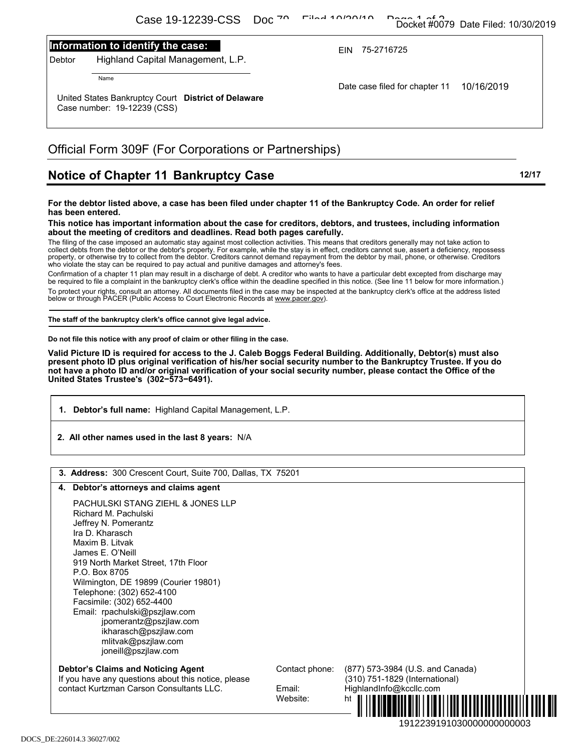**Information to identify the case:**

Debtor: Highland Capital Management, L.P.

EIN 75-2716725

Date case filed for chapter 11 10/16/2019

United States Bankruptcy Court **District of Delaware**
Case number: 19-12239 (CSS)

# Official Form 309F (For Corporations or Partnerships)

## Notice of Chapter 11 Bankruptcy Case

12/17

**For the debtor listed above, a case has been filed under chapter 11 of the Bankruptcy Code. An order for relief has been entered.**

**This notice has important information about the case for creditors, debtors, and trustees, including information about the meeting of creditors and deadlines. Read both pages carefully.**

The filing of the case imposed an automatic stay against most collection activities. This means that creditors generally may not take action to collect debts from the debtor or the debtor's property. For example, while the stay is in effect, creditors cannot sue, assert a deficiency, repossess property, or otherwise try to collect from the debtor. Creditors cannot demand repayment from the debtor by mail, phone, or otherwise. Creditors who violate the stay can be required to pay actual and punitive damages and attorney's fees.

Confirmation of a chapter 11 plan may result in a discharge of debt. A creditor who wants to have a particular debt excepted from discharge may be required to file a complaint in the bankruptcy clerk's office within the deadline specified in this notice. (See line 11 below for more information.)

To protect your rights, consult an attorney. All documents filed in the case may be inspected at the bankruptcy clerk's office at the address listed below or through PACER (Public Access to Court Electronic Records at www.pacer.gov).

**The staff of the bankruptcy clerk's office cannot give legal advice.**

**Do not file this notice with any proof of claim or other filing in the case.**

**Valid Picture ID is required for access to the J. Caleb Boggs Federal Building. Additionally, Debtor(s) must also present photo ID plus original verification of his/her social security number to the Bankruptcy Trustee. If you do not have a photo ID and/or original verification of your social security number, please contact the Office of the United States Trustee's (302−573−6491).**

**1. Debtor's full name:** Highland Capital Management, L.P.

**2. All other names used in the last 8 years:** N/A

**3. Address:** 300 Crescent Court, Suite 700, Dallas, TX 75201

**4. Debtor's attorneys and claims agent**

PACHULSKI STANG ZIEHL & JONES LLP
Richard M. Pachulski
Jeffrey N. Pomerantz
Ira D. Kharasch
Maxim B. Litvak
James E. O'Neill
919 North Market Street, 17th Floor
P.O. Box 8705
Wilmington, DE 19899 (Courier 19801)
Telephone: (302) 652-4100
Facsimile: (302) 652-4400
Email: rpachulski@pszjlaw.com
jpomerantz@pszjlaw.com
ikharasch@pszjlaw.com
mlitvak@pszjlaw.com
joneill@pszjlaw.com

**Debtor's Claims and Noticing Agent**
If you have any questions about this notice, please contact Kurtzman Carson Consultants LLC.

Contact phone: (877) 573-3984 (U.S. and Canada)
(310) 751-1829 (International)
Email: HighlandInfo@kccllc.com
Website: ht

DOCS_DE:226014.3 36027/002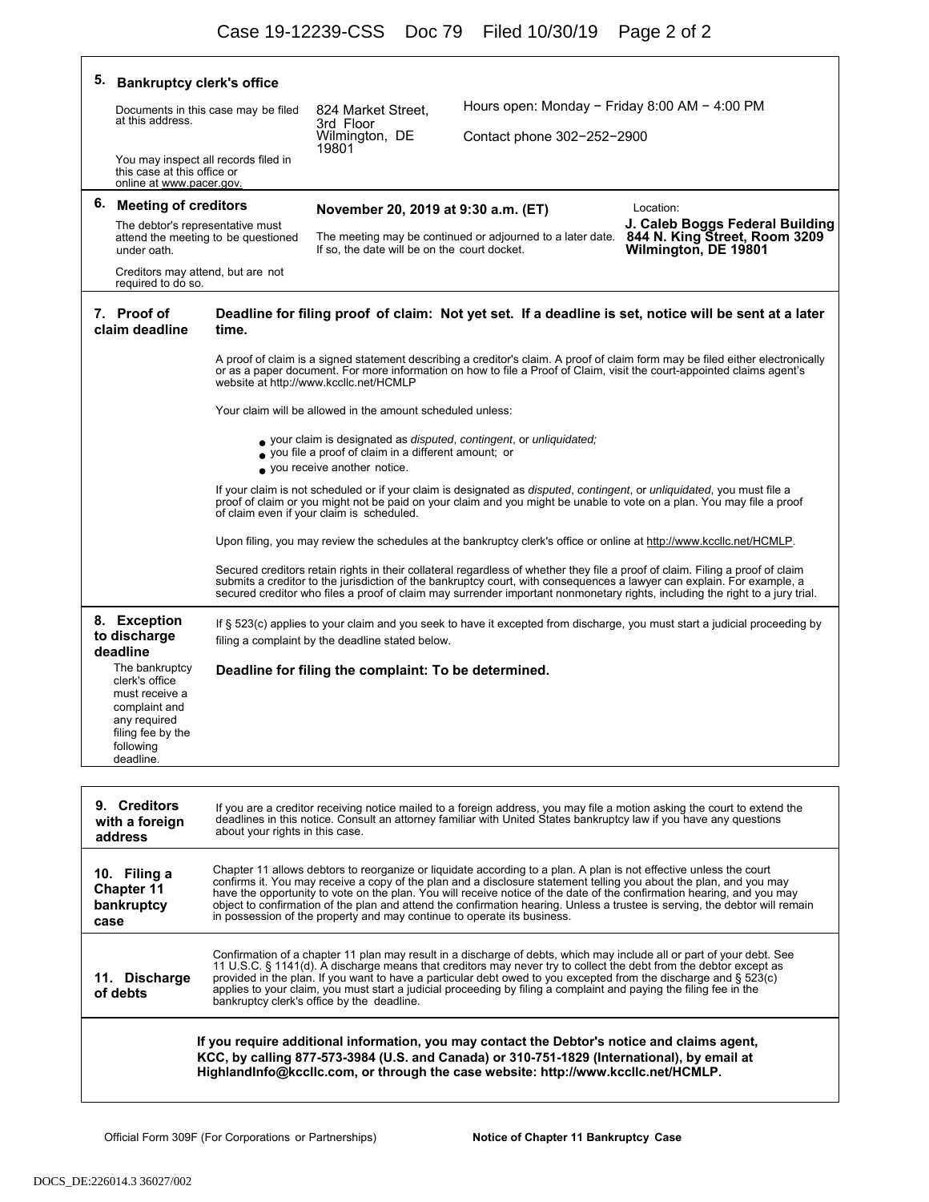**5. Bankruptcy clerk's office**

Documents in this case may be filed at this address.

You may inspect all records filed in this case at this office or online at www.pacer.gov.

824 Market Street, 3rd Floor
Wilmington, DE 19801

Hours open: Monday − Friday 8:00 AM − 4:00 PM

Contact phone 302−252−2900

**6. Meeting of creditors**

The debtor's representative must attend the meeting to be questioned under oath.

Creditors may attend, but are not required to do so.

**November 20, 2019 at 9:30 a.m. (ET)**

The meeting may be continued or adjourned to a later date. If so, the date will be on the court docket.

Location:
**J. Caleb Boggs Federal Building 844 N. King Street, Room 3209 Wilmington, DE 19801**

**7. Proof of claim deadline**

**Deadline for filing proof of claim: Not yet set. If a deadline is set, notice will be sent at a later time.**

A proof of claim is a signed statement describing a creditor's claim. A proof of claim form may be filed either electronically or as a paper document. For more information on how to file a Proof of Claim, visit the court-appointed claims agent's website at http://www.kccllc.net/HCMLP

Your claim will be allowed in the amount scheduled unless:

- your claim is designated as *disputed*, *contingent*, or *unliquidated;*
- you file a proof of claim in a different amount; or
- you receive another notice.

If your claim is not scheduled or if your claim is designated as *disputed*, *contingent*, or *unliquidated*, you must file a proof of claim or you might not be paid on your claim and you might be unable to vote on a plan. You may file a proof of claim even if your claim is scheduled.

Upon filing, you may review the schedules at the bankruptcy clerk's office or online at http://www.kccllc.net/HCMLP.

Secured creditors retain rights in their collateral regardless of whether they file a proof of claim. Filing a proof of claim submits a creditor to the jurisdiction of the bankruptcy court, with consequences a lawyer can explain. For example, a secured creditor who files a proof of claim may surrender important nonmonetary rights, including the right to a jury trial.

**8. Exception to discharge deadline**

The bankruptcy clerk's office must receive a complaint and any required filing fee by the following deadline.

If § 523(c) applies to your claim and you seek to have it excepted from discharge, you must start a judicial proceeding by filing a complaint by the deadline stated below.

**Deadline for filing the complaint: To be determined.**

**9. Creditors with a foreign address**

If you are a creditor receiving notice mailed to a foreign address, you may file a motion asking the court to extend the deadlines in this notice. Consult an attorney familiar with United States bankruptcy law if you have any questions about your rights in this case.

**10. Filing a Chapter 11 bankruptcy case**

Chapter 11 allows debtors to reorganize or liquidate according to a plan. A plan is not effective unless the court confirms it. You may receive a copy of the plan and a disclosure statement telling you about the plan, and you may have the opportunity to vote on the plan. You will receive notice of the date of the confirmation hearing, and you may object to confirmation of the plan and attend the confirmation hearing. Unless a trustee is serving, the debtor will remain in possession of the property and may continue to operate its business.

**11. Discharge of debts**

Confirmation of a chapter 11 plan may result in a discharge of debts, which may include all or part of your debt. See 11 U.S.C. § 1141(d). A discharge means that creditors may never try to collect the debt from the debtor except as provided in the plan. If you want to have a particular debt owed to you excepted from the discharge and § 523(c) applies to your claim, you must start a judicial proceeding by filing a complaint and paying the filing fee in the bankruptcy clerk's office by the deadline.

**If you require additional information, you may contact the Debtor's notice and claims agent, KCC, by calling 877-573-3984 (U.S. and Canada) or 310-751-1829 (International), by email at HighlandInfo@kccllc.com, or through the case website: http://www.kccllc.net/HCMLP.**

Official Form 309F (For Corporations or Partnerships) **Notice of Chapter 11 Bankruptcy Case**

DOCS_DE:226014.3 36027/002